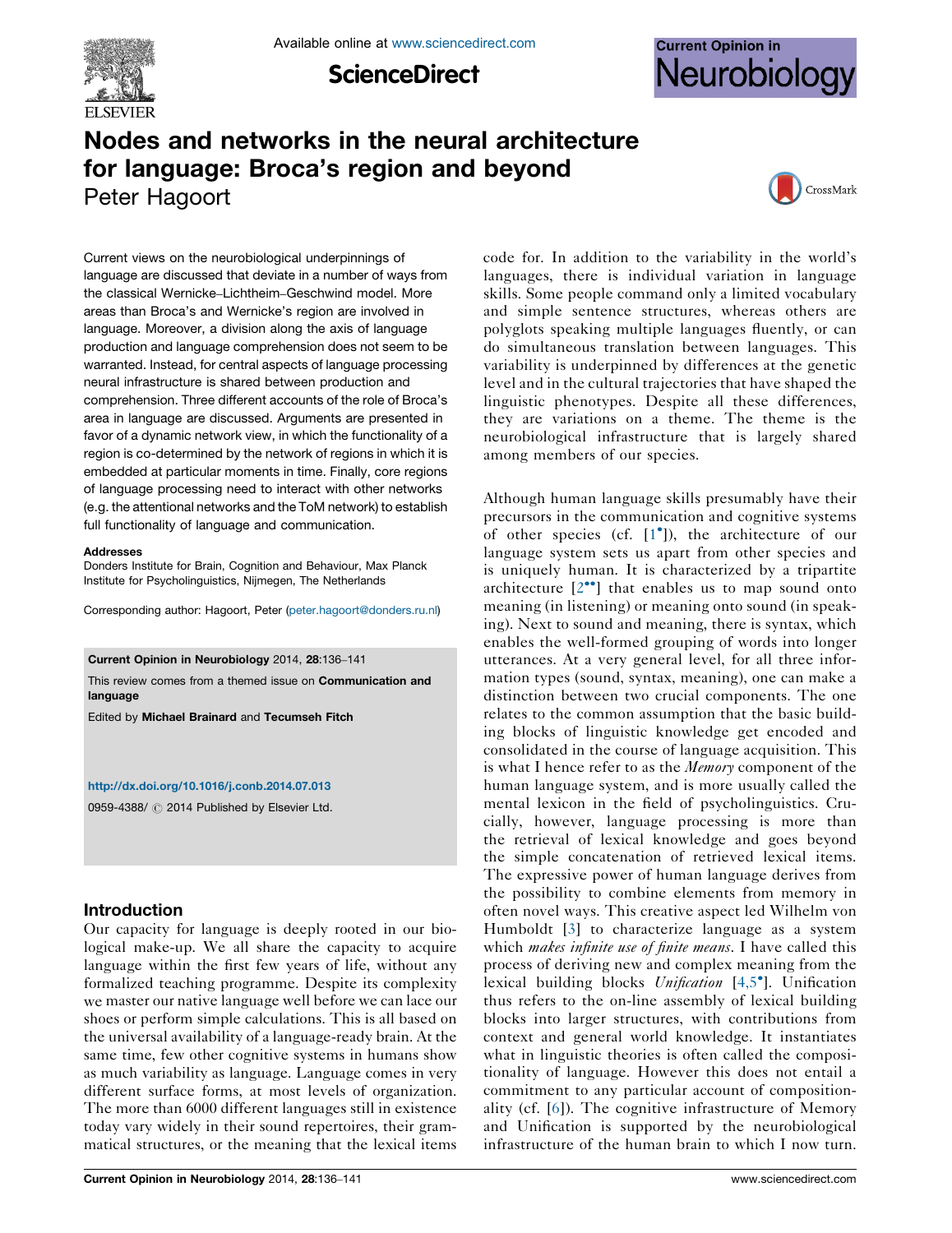# Nodes and networks in the neural architecture for language: Broca's region and beyond

Peter Hagoort

Current views on the neurobiological underpinnings of language are discussed that deviate in a number of ways from the classical Wernicke–Lichtheim–Geschwind model. More areas than Broca's and Wernicke's region are involved in language. Moreover, a division along the axis of language production and language comprehension does not seem to be warranted. Instead, for central aspects of language processing neural infrastructure is shared between production and comprehension. Three different accounts of the role of Broca's area in language are discussed. Arguments are presented in favor of a dynamic network view, in which the functionality of a region is co-determined by the network of regions in which it is embedded at particular moments in time. Finally, core regions of language processing need to interact with other networks (e.g. the attentional networks and the ToM network) to establish full functionality of language and communication.

**Addresses**

Donders Institute for Brain, Cognition and Behaviour, Max Planck Institute for Psycholinguistics, Nijmegen, The Netherlands

Corresponding author: Hagoort, Peter (peter.hagoort@donders.ru.nl)

**Current Opinion in Neurobiology** 2014, **28**:136–141

This review comes from a themed issue on **Communication and language**

Edited by **Michael Brainard** and **Tecumseh Fitch**

http://dx.doi.org/10.1016/j.conb.2014.07.013

0959-4388/ © 2014 Published by Elsevier Ltd.

## Introduction

Our capacity for language is deeply rooted in our biological make-up. We all share the capacity to acquire language within the first few years of life, without any formalized teaching programme. Despite its complexity we master our native language well before we can lace our shoes or perform simple calculations. This is all based on the universal availability of a language-ready brain. At the same time, few other cognitive systems in humans show as much variability as language. Language comes in very different surface forms, at most levels of organization. The more than 6000 different languages still in existence today vary widely in their sound repertoires, their grammatical structures, or the meaning that the lexical items code for. In addition to the variability in the world's languages, there is individual variation in language skills. Some people command only a limited vocabulary and simple sentence structures, whereas others are polyglots speaking multiple languages fluently, or can do simultaneous translation between languages. This variability is underpinned by differences at the genetic level and in the cultural trajectories that have shaped the linguistic phenotypes. Despite all these differences, they are variations on a theme. The theme is the neurobiological infrastructure that is largely shared among members of our species.

Although human language skills presumably have their precursors in the communication and cognitive systems of other species (cf. [1•]), the architecture of our language system sets us apart from other species and is uniquely human. It is characterized by a tripartite architecture [2••] that enables us to map sound onto meaning (in listening) or meaning onto sound (in speaking). Next to sound and meaning, there is syntax, which enables the well-formed grouping of words into longer utterances. At a very general level, for all three information types (sound, syntax, meaning), one can make a distinction between two crucial components. The one relates to the common assumption that the basic building blocks of linguistic knowledge get encoded and consolidated in the course of language acquisition. This is what I hence refer to as the *Memory* component of the human language system, and is more usually called the mental lexicon in the field of psycholinguistics. Crucially, however, language processing is more than the retrieval of lexical knowledge and goes beyond the simple concatenation of retrieved lexical items. The expressive power of human language derives from the possibility to combine elements from memory in often novel ways. This creative aspect led Wilhelm von Humboldt [3] to characterize language as a system which *makes infinite use of finite means*. I have called this process of deriving new and complex meaning from the lexical building blocks *Unification* [4,5•]. Unification thus refers to the on-line assembly of lexical building blocks into larger structures, with contributions from context and general world knowledge. It instantiates what in linguistic theories is often called the compositionality of language. However this does not entail a commitment to any particular account of compositionality (cf. [6]). The cognitive infrastructure of Memory and Unification is supported by the neurobiological infrastructure of the human brain to which I now turn.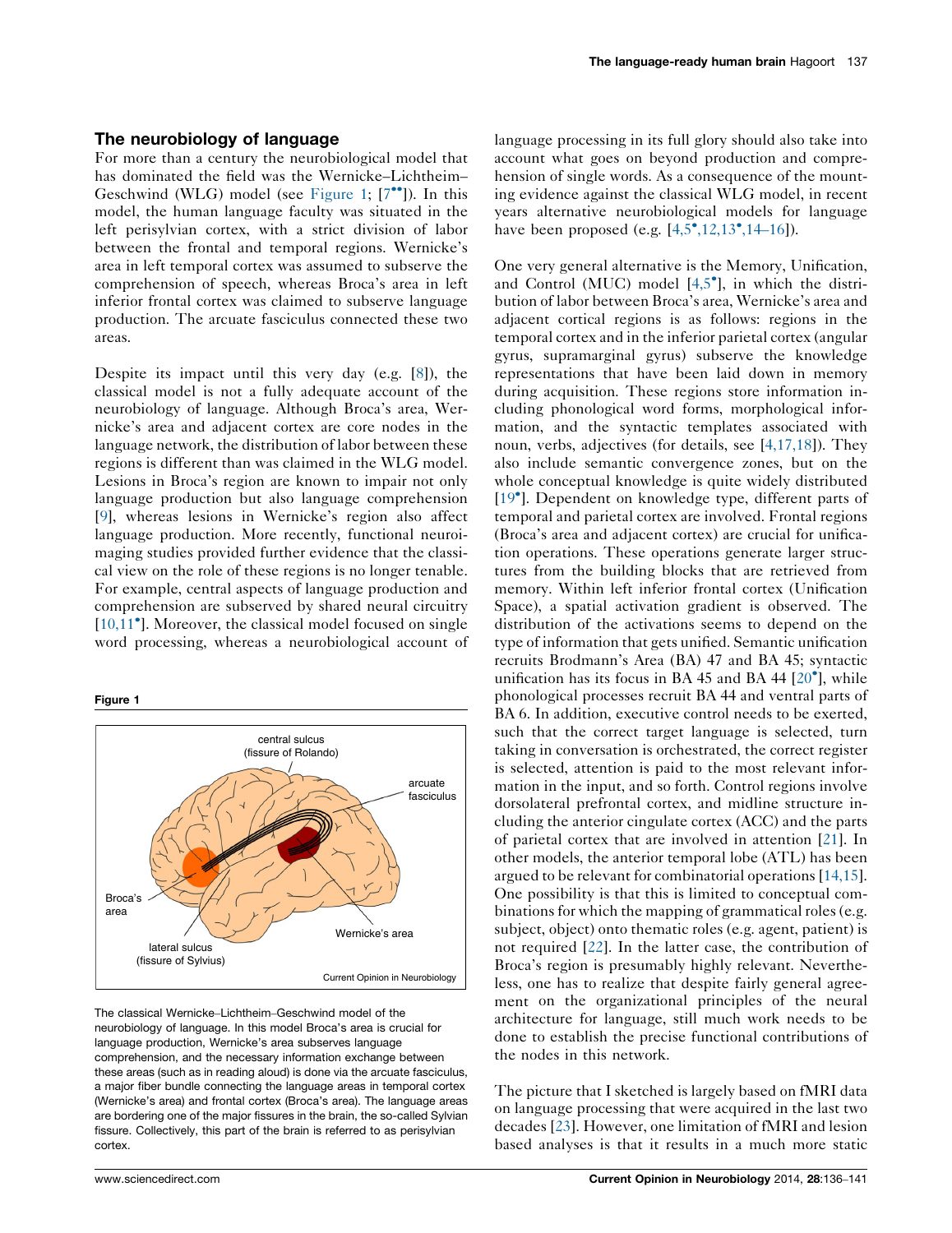## The neurobiology of language

For more than a century the neurobiological model that has dominated the field was the Wernicke–Lichtheim–Geschwind (WLG) model (see Figure 1; [7••]). In this model, the human language faculty was situated in the left perisylvian cortex, with a strict division of labor between the frontal and temporal regions. Wernicke's area in left temporal cortex was assumed to subserve the comprehension of speech, whereas Broca's area in left inferior frontal cortex was claimed to subserve language production. The arcuate fasciculus connected these two areas.

Despite its impact until this very day (e.g. [8]), the classical model is not a fully adequate account of the neurobiology of language. Although Broca's area, Wernicke's area and adjacent cortex are core nodes in the language network, the distribution of labor between these regions is different than was claimed in the WLG model. Lesions in Broca's region are known to impair not only language production but also language comprehension [9], whereas lesions in Wernicke's region also affect language production. More recently, functional neuroimaging studies provided further evidence that the classical view on the role of these regions is no longer tenable. For example, central aspects of language production and comprehension are subserved by shared neural circuitry [10,11•]. Moreover, the classical model focused on single word processing, whereas a neurobiological account of language processing in its full glory should also take into account what goes on beyond production and comprehension of single words. As a consequence of the mounting evidence against the classical WLG model, in recent years alternative neurobiological models for language have been proposed (e.g. [4,5•,12,13•,14–16]).

**Figure 1**

The classical Wernicke–Lichtheim–Geschwind model of the neurobiology of language. In this model Broca's area is crucial for language production, Wernicke's area subserves language comprehension, and the necessary information exchange between these areas (such as in reading aloud) is done via the arcuate fasciculus, a major fiber bundle connecting the language areas in temporal cortex (Wernicke's area) and frontal cortex (Broca's area). The language areas are bordering one of the major fissures in the brain, the so-called Sylvian fissure. Collectively, this part of the brain is referred to as perisylvian cortex.

One very general alternative is the Memory, Unification, and Control (MUC) model [4,5•], in which the distribution of labor between Broca's area, Wernicke's area and adjacent cortical regions is as follows: regions in the temporal cortex and in the inferior parietal cortex (angular gyrus, supramarginal gyrus) subserve the knowledge representations that have been laid down in memory during acquisition. These regions store information including phonological word forms, morphological information, and the syntactic templates associated with noun, verbs, adjectives (for details, see [4,17,18]). They also include semantic convergence zones, but on the whole conceptual knowledge is quite widely distributed [19•]. Dependent on knowledge type, different parts of temporal and parietal cortex are involved. Frontal regions (Broca's area and adjacent cortex) are crucial for unification operations. These operations generate larger structures from the building blocks that are retrieved from memory. Within left inferior frontal cortex (Unification Space), a spatial activation gradient is observed. The distribution of the activations seems to depend on the type of information that gets unified. Semantic unification recruits Brodmann's Area (BA) 47 and BA 45; syntactic unification has its focus in BA 45 and BA 44 [20•], while phonological processes recruit BA 44 and ventral parts of BA 6. In addition, executive control needs to be exerted, such that the correct target language is selected, turn taking in conversation is orchestrated, the correct register is selected, attention is paid to the most relevant information in the input, and so forth. Control regions involve dorsolateral prefrontal cortex, and midline structure including the anterior cingulate cortex (ACC) and the parts of parietal cortex that are involved in attention [21]. In other models, the anterior temporal lobe (ATL) has been argued to be relevant for combinatorial operations [14,15]. One possibility is that this is limited to conceptual combinations for which the mapping of grammatical roles (e.g. subject, object) onto thematic roles (e.g. agent, patient) is not required [22]. In the latter case, the contribution of Broca's region is presumably highly relevant. Nevertheless, one has to realize that despite fairly general agreement on the organizational principles of the neural architecture for language, still much work needs to be done to establish the precise functional contributions of the nodes in this network.

The picture that I sketched is largely based on fMRI data on language processing that were acquired in the last two decades [23]. However, one limitation of fMRI and lesion based analyses is that it results in a much more static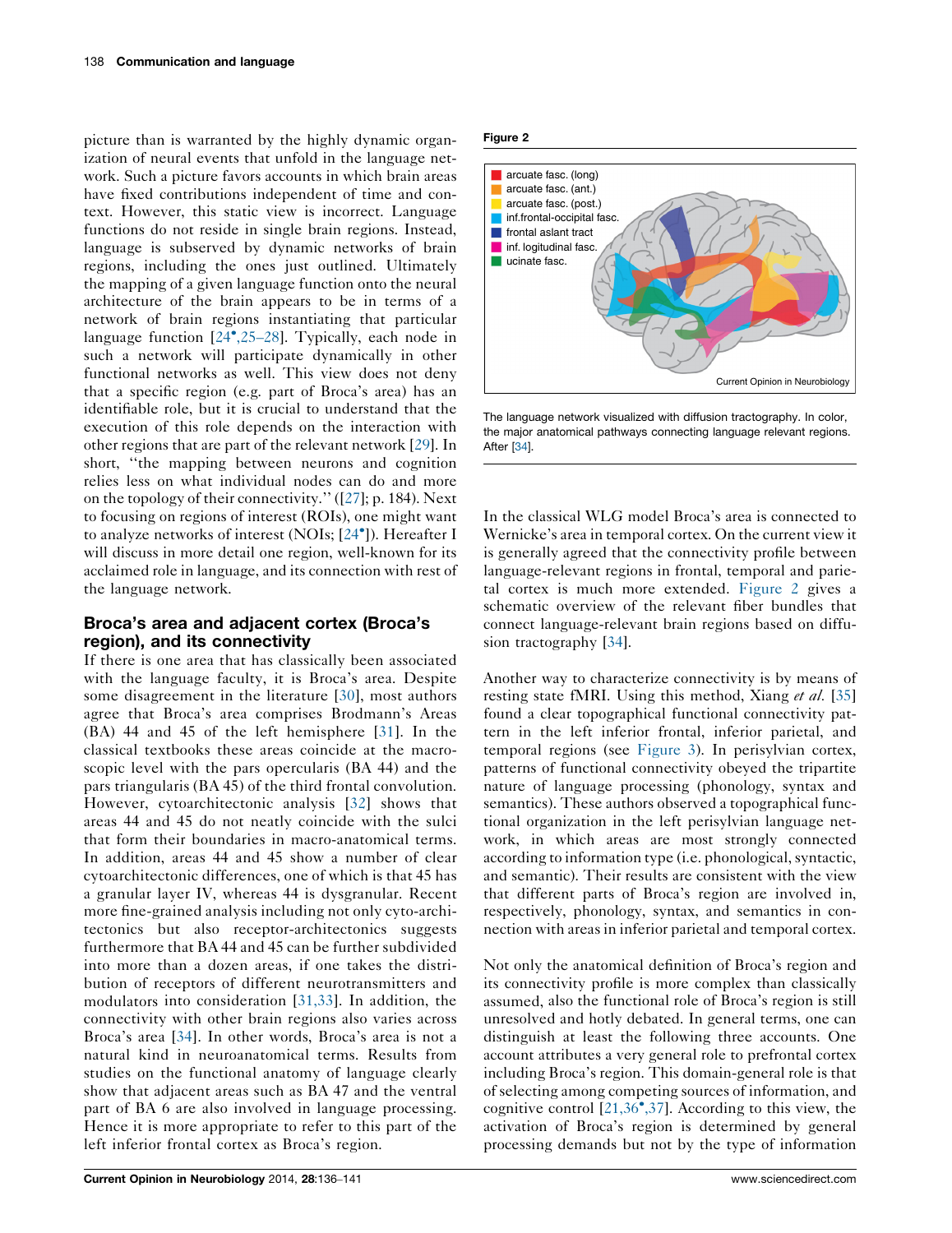picture than is warranted by the highly dynamic organization of neural events that unfold in the language network. Such a picture favors accounts in which brain areas have fixed contributions independent of time and context. However, this static view is incorrect. Language functions do not reside in single brain regions. Instead, language is subserved by dynamic networks of brain regions, including the ones just outlined. Ultimately the mapping of a given language function onto the neural architecture of the brain appears to be in terms of a network of brain regions instantiating that particular language function [24•,25–28]. Typically, each node in such a network will participate dynamically in other functional networks as well. This view does not deny that a specific region (e.g. part of Broca's area) has an identifiable role, but it is crucial to understand that the execution of this role depends on the interaction with other regions that are part of the relevant network [29]. In short, "the mapping between neurons and cognition relies less on what individual nodes can do and more on the topology of their connectivity." ([27]; p. 184). Next to focusing on regions of interest (ROIs), one might want to analyze networks of interest (NOIs; [24•]). Hereafter I will discuss in more detail one region, well-known for its acclaimed role in language, and its connection with rest of the language network.

## Broca's area and adjacent cortex (Broca's region), and its connectivity

If there is one area that has classically been associated with the language faculty, it is Broca's area. Despite some disagreement in the literature [30], most authors agree that Broca's area comprises Brodmann's Areas (BA) 44 and 45 of the left hemisphere [31]. In the classical textbooks these areas coincide at the macroscopic level with the pars opercularis (BA 44) and the pars triangularis (BA 45) of the third frontal convolution. However, cytoarchitectonic analysis [32] shows that areas 44 and 45 do not neatly coincide with the sulci that form their boundaries in macro-anatomical terms. In addition, areas 44 and 45 show a number of clear cytoarchitectonic differences, one of which is that 45 has a granular layer IV, whereas 44 is dysgranular. Recent more fine-grained analysis including not only cyto-architectonics but also receptor-architectonics suggests furthermore that BA 44 and 45 can be further subdivided into more than a dozen areas, if one takes the distribution of receptors of different neurotransmitters and modulators into consideration [31,33]. In addition, the connectivity with other brain regions also varies across Broca's area [34]. In other words, Broca's area is not a natural kind in neuroanatomical terms. Results from studies on the functional anatomy of language clearly show that adjacent areas such as BA 47 and the ventral part of BA 6 are also involved in language processing. Hence it is more appropriate to refer to this part of the left inferior frontal cortex as Broca's region.

**Figure 2**

The language network visualized with diffusion tractography. In color, the major anatomical pathways connecting language relevant regions. After [34].

In the classical WLG model Broca's area is connected to Wernicke's area in temporal cortex. On the current view it is generally agreed that the connectivity profile between language-relevant regions in frontal, temporal and parietal cortex is much more extended. Figure 2 gives a schematic overview of the relevant fiber bundles that connect language-relevant brain regions based on diffusion tractography [34].

Another way to characterize connectivity is by means of resting state fMRI. Using this method, Xiang *et al.* [35] found a clear topographical functional connectivity pattern in the left inferior frontal, inferior parietal, and temporal regions (see Figure 3). In perisylvian cortex, patterns of functional connectivity obeyed the tripartite nature of language processing (phonology, syntax and semantics). These authors observed a topographical functional organization in the left perisylvian language network, in which areas are most strongly connected according to information type (i.e. phonological, syntactic, and semantic). Their results are consistent with the view that different parts of Broca's region are involved in, respectively, phonology, syntax, and semantics in connection with areas in inferior parietal and temporal cortex.

Not only the anatomical definition of Broca's region and its connectivity profile is more complex than classically assumed, also the functional role of Broca's region is still unresolved and hotly debated. In general terms, one can distinguish at least the following three accounts. One account attributes a very general role to prefrontal cortex including Broca's region. This domain-general role is that of selecting among competing sources of information, and cognitive control [21,36•,37]. According to this view, the activation of Broca's region is determined by general processing demands but not by the type of information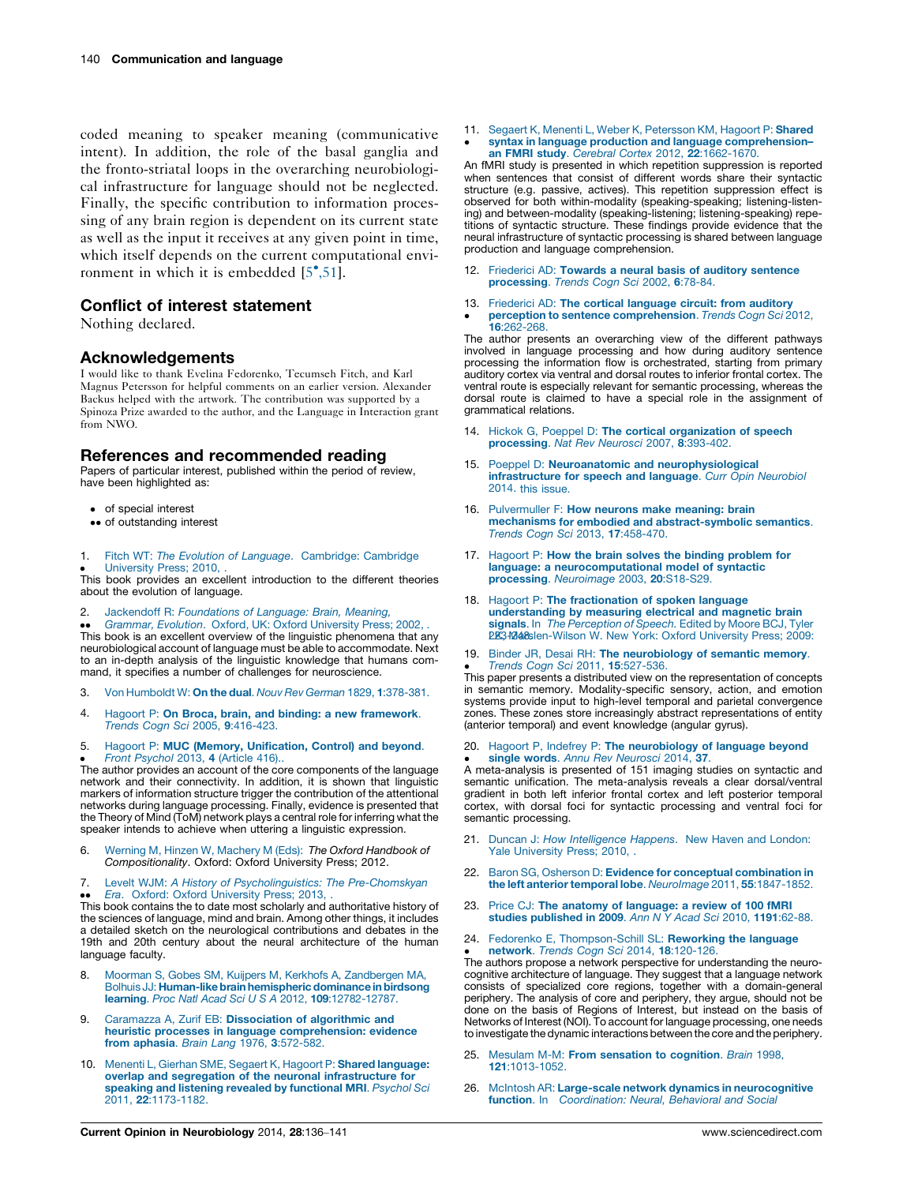coded meaning to speaker meaning (communicative intent). In addition, the role of the basal ganglia and the fronto-striatal loops in the overarching neurobiological infrastructure for language should not be neglected. Finally, the specific contribution to information processing of any brain region is dependent on its current state as well as the input it receives at any given point in time, which itself depends on the current computational environment in which it is embedded [5•,51].

## Conflict of interest statement

Nothing declared.

## Acknowledgements

I would like to thank Evelina Fedorenko, Tecumseh Fitch, and Karl Magnus Petersson for helpful comments on an earlier version. Alexander Backus helped with the artwork. The contribution was supported by a Spinoza Prize awarded to the author, and the Language in Interaction grant from NWO.

## References and recommended reading

Papers of particular interest, published within the period of review, have been highlighted as:

- • of special interest
- •• of outstanding interest

1. • Fitch WT: *The Evolution of Language*. Cambridge: Cambridge University Press; 2010, .
   This book provides an excellent introduction to the different theories about the evolution of language.

2. •• Jackendoff R: *Foundations of Language: Brain, Meaning, Grammar, Evolution*. Oxford, UK: Oxford University Press; 2002, .
   This book is an excellent overview of the linguistic phenomena that any neurobiological account of language must be able to accommodate. Next to an in-depth analysis of the linguistic knowledge that humans command, it specifies a number of challenges for neuroscience.

3. Von Humboldt W: **On the dual**. *Nouv Rev German* 1829, **1**:378-381.

4. Hagoort P: **On Broca, brain, and binding: a new framework**. *Trends Cogn Sci* 2005, **9**:416-423.

5. • Hagoort P: **MUC (Memory, Unification, Control) and beyond**. *Front Psychol* 2013, **4** (Article 416)..
   The author provides an account of the core components of the language network and their connectivity. In addition, it is shown that linguistic markers of information structure trigger the contribution of the attentional networks during language processing. Finally, evidence is presented that the Theory of Mind (ToM) network plays a central role for inferring what the speaker intends to achieve when uttering a linguistic expression.

6. Werning M, Hinzen W, Machery M (Eds): *The Oxford Handbook of Compositionality*. Oxford: Oxford University Press; 2012.

7. •• Levelt WJM: *A History of Psycholinguistics: The Pre-Chomskyan Era*. Oxford: Oxford University Press; 2013, .
   This book contains the to date most scholarly and authoritative history of the sciences of language, mind and brain. Among other things, it includes a detailed sketch on the neurological contributions and debates in the 19th and 20th century about the neural architecture of the human language faculty.

8. Moorman S, Gobes SM, Kuijpers M, Kerkhofs A, Zandbergen MA, Bolhuis JJ: **Human-like brain hemispheric dominance in birdsong learning**. *Proc Natl Acad Sci U S A* 2012, **109**:12782-12787.

9. Caramazza A, Zurif EB: **Dissociation of algorithmic and heuristic processes in language comprehension: evidence from aphasia**. *Brain Lang* 1976, **3**:572-582.

10. Menenti L, Gierhan SME, Segaert K, Hagoort P: **Shared language: overlap and segregation of the neuronal infrastructure for speaking and listening revealed by functional MRI**. *Psychol Sci* 2011, **22**:1173-1182.

11. • Segaert K, Menenti L, Weber K, Petersson KM, Hagoort P: **Shared syntax in language production and language comprehension–an FMRI study**. *Cerebral Cortex* 2012, **22**:1662-1670.
    An fMRI study is presented in which repetition suppression is reported when sentences that consist of different words share their syntactic structure (e.g. passive, actives). This repetition suppression effect is observed for both within-modality (speaking-speaking; listening-listening) and between-modality (speaking-listening; listening-speaking) repetitions of syntactic structure. These findings provide evidence that the neural infrastructure of syntactic processing is shared between language production and language comprehension.

12. Friederici AD: **Towards a neural basis of auditory sentence processing**. *Trends Cogn Sci* 2002, **6**:78-84.

13. • Friederici AD: **The cortical language circuit: from auditory perception to sentence comprehension**. *Trends Cogn Sci* 2012, **16**:262-268.
    The author presents an overarching view of the different pathways involved in language processing and how during auditory sentence processing the information flow is orchestrated, starting from primary auditory cortex via ventral and dorsal routes to inferior frontal cortex. The ventral route is especially relevant for semantic processing, whereas the dorsal route is claimed to have a special role in the assignment of grammatical relations.

14. Hickok G, Poeppel D: **The cortical organization of speech processing**. *Nat Rev Neurosci* 2007, **8**:393-402.

15. Poeppel D: **Neuroanatomic and neurophysiological infrastructure for speech and language**. *Curr Opin Neurobiol* 2014. this issue.

16. Pulvermuller F: **How neurons make meaning: brain mechanisms for embodied and abstract-symbolic semantics**. *Trends Cogn Sci* 2013, **17**:458-470.

17. Hagoort P: **How the brain solves the binding problem for language: a neurocomputational model of syntactic processing**. *Neuroimage* 2003, **20**:S18-S29.

18. Hagoort P: **The fractionation of spoken language understanding by measuring electrical and magnetic brain signals**. In *The Perception of Speech*. Edited by Moore BCJ, Tyler LK, Marslen-Wilson W. New York: Oxford University Press; 2009:223-248.

19. • Binder JR, Desai RH: **The neurobiology of semantic memory**. *Trends Cogn Sci* 2011, **15**:527-536.
    This paper presents a distributed view on the representation of concepts in semantic memory. Modality-specific sensory, action, and emotion systems provide input to high-level temporal and parietal convergence zones. These zones store increasingly abstract representations of entity (anterior temporal) and event knowledge (angular gyrus).

20. • Hagoort P, Indefrey P: **The neurobiology of language beyond single words**. *Annu Rev Neurosci* 2014, **37**.
    A meta-analysis is presented of 151 imaging studies on syntactic and semantic unification. The meta-analysis reveals a clear dorsal/ventral gradient in both left inferior frontal cortex and left posterior temporal cortex, with dorsal foci for syntactic processing and ventral foci for semantic processing.

21. Duncan J: *How Intelligence Happens*. New Haven and London: Yale University Press; 2010, .

22. Baron SG, Osherson D: **Evidence for conceptual combination in the left anterior temporal lobe**. *NeuroImage* 2011, **55**:1847-1852.

23. Price CJ: **The anatomy of language: a review of 100 fMRI studies published in 2009**. *Ann N Y Acad Sci* 2010, **1191**:62-88.

24. • Fedorenko E, Thompson-Schill SL: **Reworking the language network**. *Trends Cogn Sci* 2014, **18**:120-126.
    The authors propose a network perspective for understanding the neurocognitive architecture of language. They suggest that a language network consists of specialized core regions, together with a domain-general periphery. The analysis of core and periphery, they argue, should not be done on the basis of Regions of Interest, but instead on the basis of Networks of Interest (NOI). To account for language processing, one needs to investigate the dynamic interactions between the core and the periphery.

25. Mesulam M-M: **From sensation to cognition**. *Brain* 1998, **121**:1013-1052.

26. McIntosh AR: **Large-scale network dynamics in neurocognitive function**. In *Coordination: Neural, Behavioral and Social*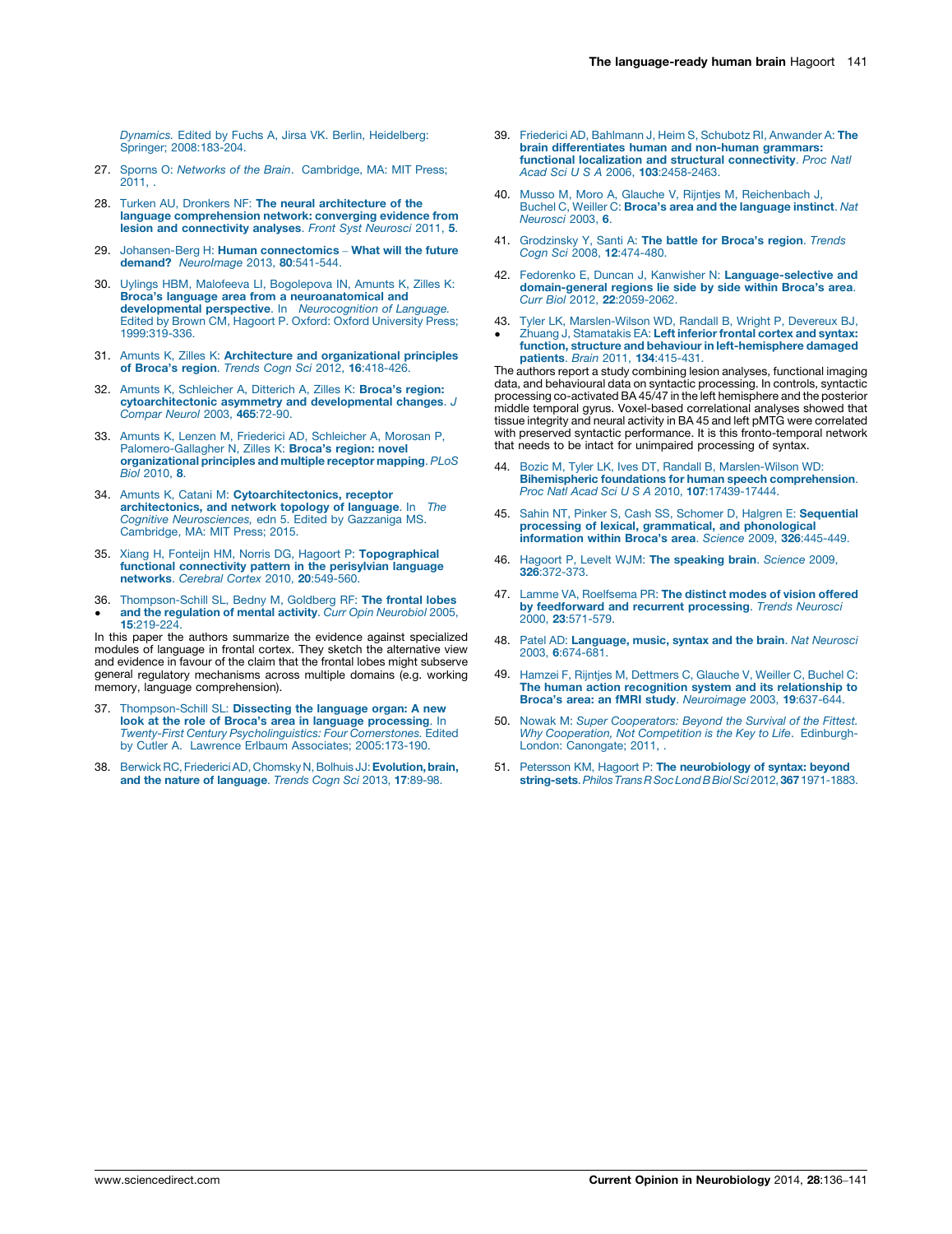*Dynamics*. Edited by Fuchs A, Jirsa VK. Berlin, Heidelberg: Springer; 2008:183-204.

27. Sporns O: *Networks of the Brain*. Cambridge, MA: MIT Press; 2011, .

28. Turken AU, Dronkers NF: **The neural architecture of the language comprehension network: converging evidence from lesion and connectivity analyses**. *Front Syst Neurosci* 2011, **5**.

29. Johansen-Berg H: **Human connectomics – What will the future demand?** *NeuroImage* 2013, **80**:541-544.

30. Uylings HBM, Malofeeva LI, Bogolepova IN, Amunts K, Zilles K: **Broca's language area from a neuroanatomical and developmental perspective**. In *Neurocognition of Language*. Edited by Brown CM, Hagoort P. Oxford: Oxford University Press; 1999:319-336.

31. Amunts K, Zilles K: **Architecture and organizational principles of Broca's region**. *Trends Cogn Sci* 2012, **16**:418-426.

32. Amunts K, Schleicher A, Ditterich A, Zilles K: **Broca's region: cytoarchitectonic asymmetry and developmental changes**. *J Compar Neurol* 2003, **465**:72-90.

33. Amunts K, Lenzen M, Friederici AD, Schleicher A, Morosan P, Palomero-Gallagher N, Zilles K: **Broca's region: novel organizational principles and multiple receptor mapping**. *PLoS Biol* 2010, **8**.

34. Amunts K, Catani M: **Cytoarchitectonics, receptor architectonics, and network topology of language**. In *The Cognitive Neurosciences,* edn 5. Edited by Gazzaniga MS. Cambridge, MA: MIT Press; 2015.

35. Xiang H, Fonteijn HM, Norris DG, Hagoort P: **Topographical functional connectivity pattern in the perisylvian language networks**. *Cerebral Cortex* 2010, **20**:549-560.

36. • Thompson-Schill SL, Bedny M, Goldberg RF: **The frontal lobes and the regulation of mental activity**. *Curr Opin Neurobiol* 2005, **15**:219-224.

In this paper the authors summarize the evidence against specialized modules of language in frontal cortex. They sketch the alternative view and evidence in favour of the claim that the frontal lobes might subserve general regulatory mechanisms across multiple domains (e.g. working memory, language comprehension).

37. Thompson-Schill SL: **Dissecting the language organ: A new look at the role of Broca's area in language processing**. In *Twenty-First Century Psycholinguistics: Four Cornerstones.* Edited by Cutler A. Lawrence Erlbaum Associates; 2005:173-190.

38. Berwick RC, Friederici AD, Chomsky N, Bolhuis JJ: **Evolution, brain, and the nature of language**. *Trends Cogn Sci* 2013, **17**:89-98.

39. Friederici AD, Bahlmann J, Heim S, Schubotz RI, Anwander A: **The brain differentiates human and non-human grammars: functional localization and structural connectivity**. *Proc Natl Acad Sci U S A* 2006, **103**:2458-2463.

40. Musso M, Moro A, Glauche V, Rijntjes M, Reichenbach J, Buchel C, Weiller C: **Broca's area and the language instinct**. *Nat Neurosci* 2003, **6**.

41. Grodzinsky Y, Santi A: **The battle for Broca's region**. *Trends Cogn Sci* 2008, **12**:474-480.

42. Fedorenko E, Duncan J, Kanwisher N: **Language-selective and domain-general regions lie side by side within Broca's area**. *Curr Biol* 2012, **22**:2059-2062.

43. • Tyler LK, Marslen-Wilson WD, Randall B, Wright P, Devereux BJ, Zhuang J, Stamatakis EA: **Left inferior frontal cortex and syntax: function, structure and behaviour in left-hemisphere damaged patients**. *Brain* 2011, **134**:415-431.

The authors report a study combining lesion analyses, functional imaging data, and behavioural data on syntactic processing. In controls, syntactic processing co-activated BA 45/47 in the left hemisphere and the posterior middle temporal gyrus. Voxel-based correlational analyses showed that tissue integrity and neural activity in BA 45 and left pMTG were correlated with preserved syntactic performance. It is this fronto-temporal network that needs to be intact for unimpaired processing of syntax.

44. Bozic M, Tyler LK, Ives DT, Randall B, Marslen-Wilson WD: **Bihemispheric foundations for human speech comprehension**. *Proc Natl Acad Sci U S A* 2010, **107**:17439-17444.

45. Sahin NT, Pinker S, Cash SS, Schomer D, Halgren E: **Sequential processing of lexical, grammatical, and phonological information within Broca's area**. *Science* 2009, **326**:445-449.

46. Hagoort P, Levelt WJM: **The speaking brain**. *Science* 2009, **326**:372-373.

47. Lamme VA, Roelfsema PR: **The distinct modes of vision offered by feedforward and recurrent processing**. *Trends Neurosci* 2000, **23**:571-579.

48. Patel AD: **Language, music, syntax and the brain**. *Nat Neurosci* 2003, **6**:674-681.

49. Hamzei F, Rijntjes M, Dettmers C, Glauche V, Weiller C, Buchel C: **The human action recognition system and its relationship to Broca's area: an fMRI study**. *Neuroimage* 2003, **19**:637-644.

50. Nowak M: *Super Cooperators: Beyond the Survival of the Fittest. Why Cooperation, Not Competition is the Key to Life*. Edinburgh-London: Canongate; 2011, .

51. Petersson KM, Hagoort P: **The neurobiology of syntax: beyond string-sets**. *Philos Trans R Soc Lond B Biol Sci* 2012, **367** 1971-1883.